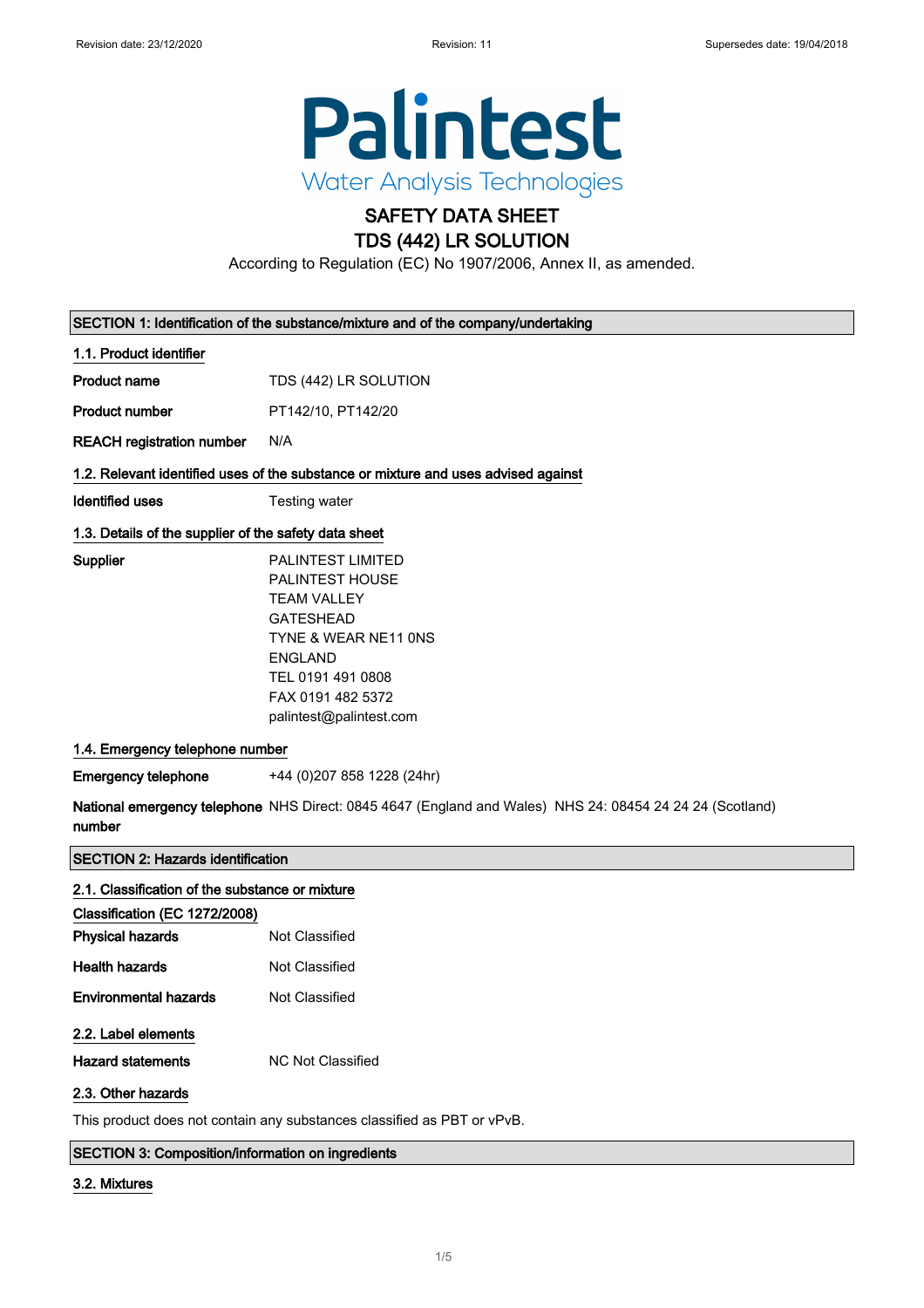Palintest
Water Analysis Technologies

# SAFETY DATA SHEET
# TDS (442) LR SOLUTION

According to Regulation (EC) No 1907/2006, Annex II, as amended.

## SECTION 1: Identification of the substance/mixture and of the company/undertaking

### 1.1. Product identifier

**Product name** TDS (442) LR SOLUTION

**Product number** PT142/10, PT142/20

**REACH registration number** N/A

### 1.2. Relevant identified uses of the substance or mixture and uses advised against

**Identified uses** Testing water

### 1.3. Details of the supplier of the safety data sheet

**Supplier**
PALINTEST LIMITED
PALINTEST HOUSE
TEAM VALLEY
GATESHEAD
TYNE & WEAR NE11 0NS
ENGLAND
TEL 0191 491 0808
FAX 0191 482 5372
palintest@palintest.com

### 1.4. Emergency telephone number

**Emergency telephone** +44 (0)207 858 1228 (24hr)

**National emergency telephone number** NHS Direct: 0845 4647 (England and Wales) NHS 24: 08454 24 24 24 (Scotland)

## SECTION 2: Hazards identification

### 2.1. Classification of the substance or mixture

**Classification (EC 1272/2008)**

**Physical hazards** Not Classified

**Health hazards** Not Classified

**Environmental hazards** Not Classified

### 2.2. Label elements

**Hazard statements** NC Not Classified

### 2.3. Other hazards

This product does not contain any substances classified as PBT or vPvB.

## SECTION 3: Composition/information on ingredients

### 3.2. Mixtures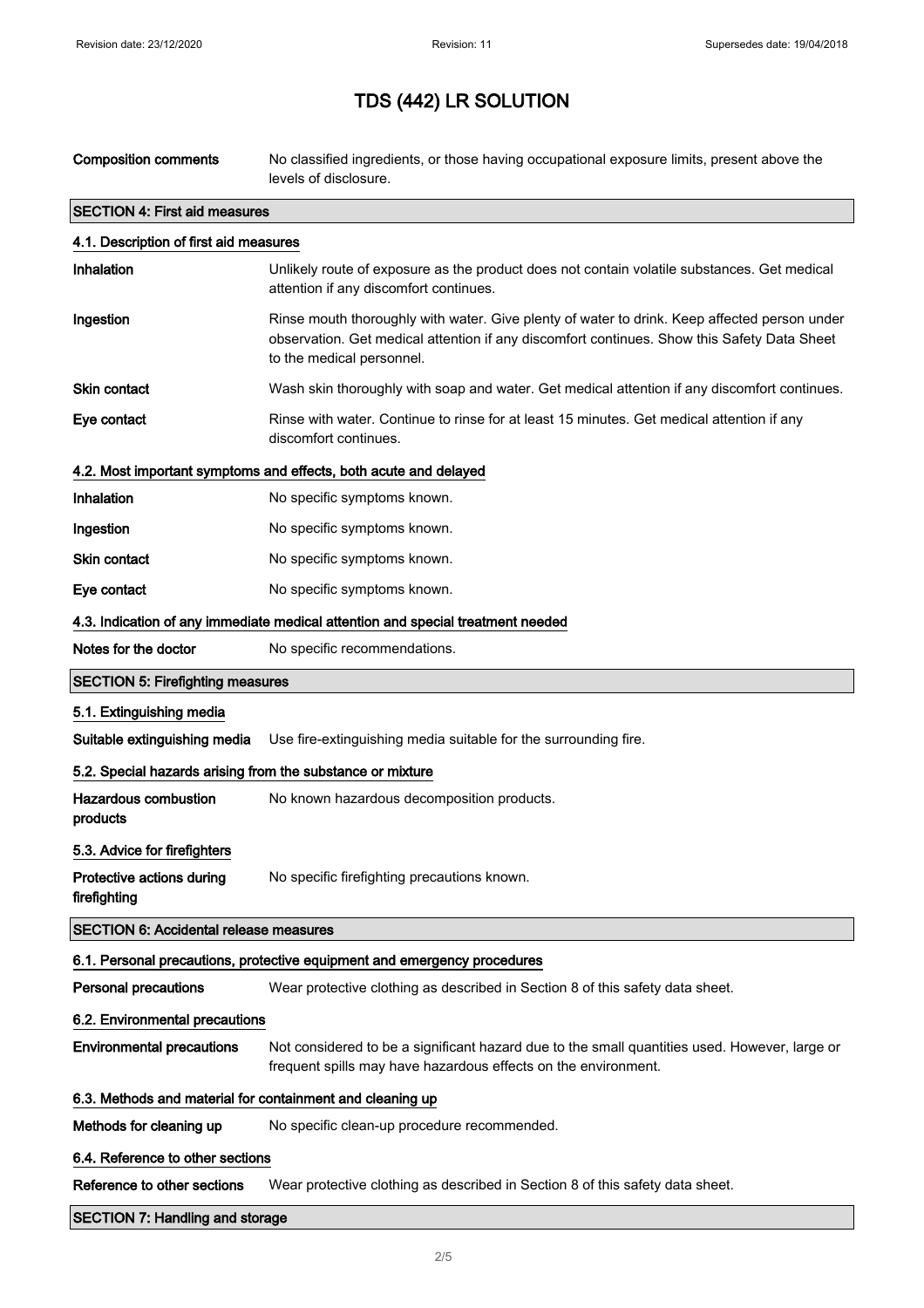# TDS (442) LR SOLUTION

**Composition comments** No classified ingredients, or those having occupational exposure limits, present above the levels of disclosure.

## SECTION 4: First aid measures

### 4.1. Description of first aid measures

**Inhalation** Unlikely route of exposure as the product does not contain volatile substances. Get medical attention if any discomfort continues.

**Ingestion** Rinse mouth thoroughly with water. Give plenty of water to drink. Keep affected person under observation. Get medical attention if any discomfort continues. Show this Safety Data Sheet to the medical personnel.

**Skin contact** Wash skin thoroughly with soap and water. Get medical attention if any discomfort continues.

**Eye contact** Rinse with water. Continue to rinse for at least 15 minutes. Get medical attention if any discomfort continues.

### 4.2. Most important symptoms and effects, both acute and delayed

**Inhalation** No specific symptoms known.

**Ingestion** No specific symptoms known.

**Skin contact** No specific symptoms known.

**Eye contact** No specific symptoms known.

### 4.3. Indication of any immediate medical attention and special treatment needed

**Notes for the doctor** No specific recommendations.

## SECTION 5: Firefighting measures

### 5.1. Extinguishing media

**Suitable extinguishing media** Use fire-extinguishing media suitable for the surrounding fire.

### 5.2. Special hazards arising from the substance or mixture

**Hazardous combustion products** No known hazardous decomposition products.

### 5.3. Advice for firefighters

**Protective actions during firefighting** No specific firefighting precautions known.

## SECTION 6: Accidental release measures

### 6.1. Personal precautions, protective equipment and emergency procedures

**Personal precautions** Wear protective clothing as described in Section 8 of this safety data sheet.

### 6.2. Environmental precautions

**Environmental precautions** Not considered to be a significant hazard due to the small quantities used. However, large or frequent spills may have hazardous effects on the environment.

### 6.3. Methods and material for containment and cleaning up

**Methods for cleaning up** No specific clean-up procedure recommended.

### 6.4. Reference to other sections

**Reference to other sections** Wear protective clothing as described in Section 8 of this safety data sheet.

## SECTION 7: Handling and storage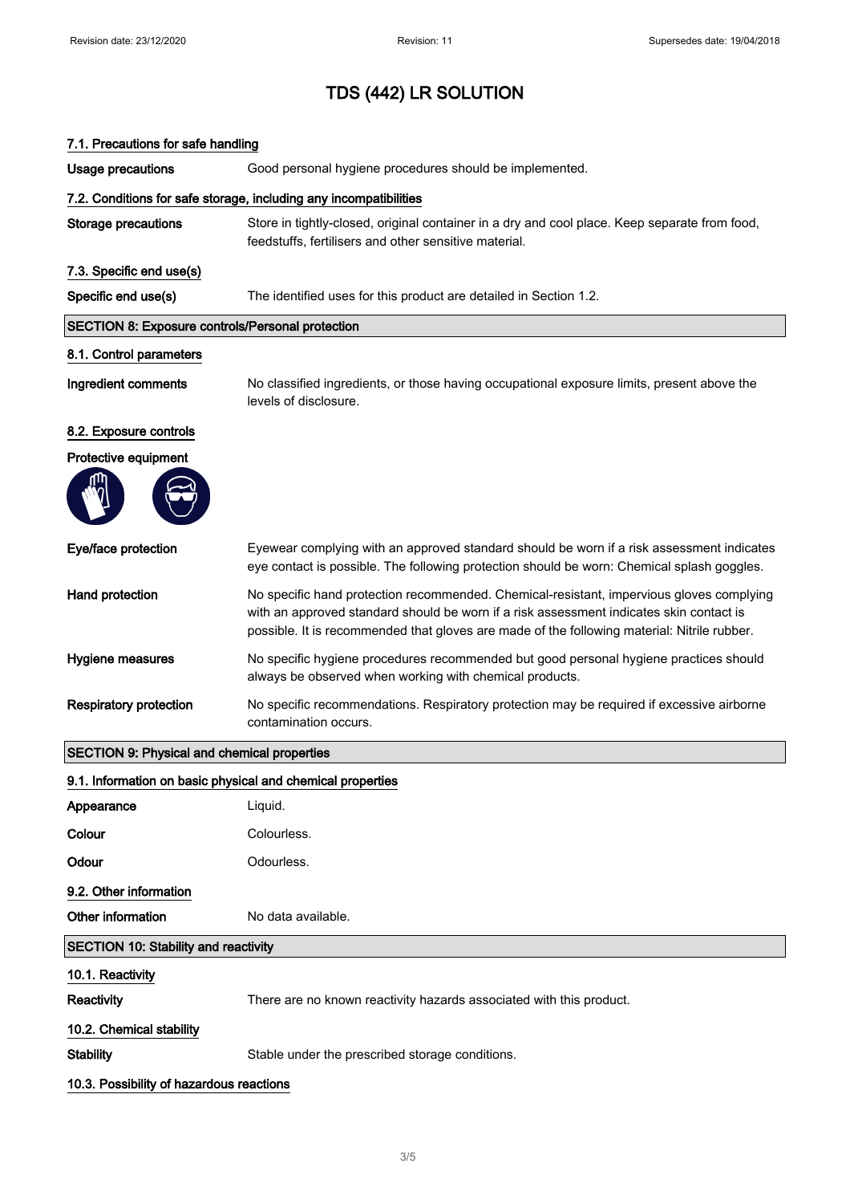### 7.1. Precautions for safe handling

**Usage precautions** Good personal hygiene procedures should be implemented.

### 7.2. Conditions for safe storage, including any incompatibilities

**Storage precautions** Store in tightly-closed, original container in a dry and cool place. Keep separate from food, feedstuffs, fertilisers and other sensitive material.

### 7.3. Specific end use(s)

**Specific end use(s)** The identified uses for this product are detailed in Section 1.2.

## SECTION 8: Exposure controls/Personal protection

### 8.1. Control parameters

**Ingredient comments** No classified ingredients, or those having occupational exposure limits, present above the levels of disclosure.

### 8.2. Exposure controls

**Protective equipment**

**Eye/face protection** Eyewear complying with an approved standard should be worn if a risk assessment indicates eye contact is possible. The following protection should be worn: Chemical splash goggles.

**Hand protection** No specific hand protection recommended. Chemical-resistant, impervious gloves complying with an approved standard should be worn if a risk assessment indicates skin contact is possible. It is recommended that gloves are made of the following material: Nitrile rubber.

**Hygiene measures** No specific hygiene procedures recommended but good personal hygiene practices should always be observed when working with chemical products.

**Respiratory protection** No specific recommendations. Respiratory protection may be required if excessive airborne contamination occurs.

## SECTION 9: Physical and chemical properties

### 9.1. Information on basic physical and chemical properties

**Appearance** Liquid.

**Colour** Colourless.

**Odour** Odourless.

### 9.2. Other information

**Other information** No data available.

## SECTION 10: Stability and reactivity

### 10.1. Reactivity

**Reactivity** There are no known reactivity hazards associated with this product.

### 10.2. Chemical stability

**Stability** Stable under the prescribed storage conditions.

### 10.3. Possibility of hazardous reactions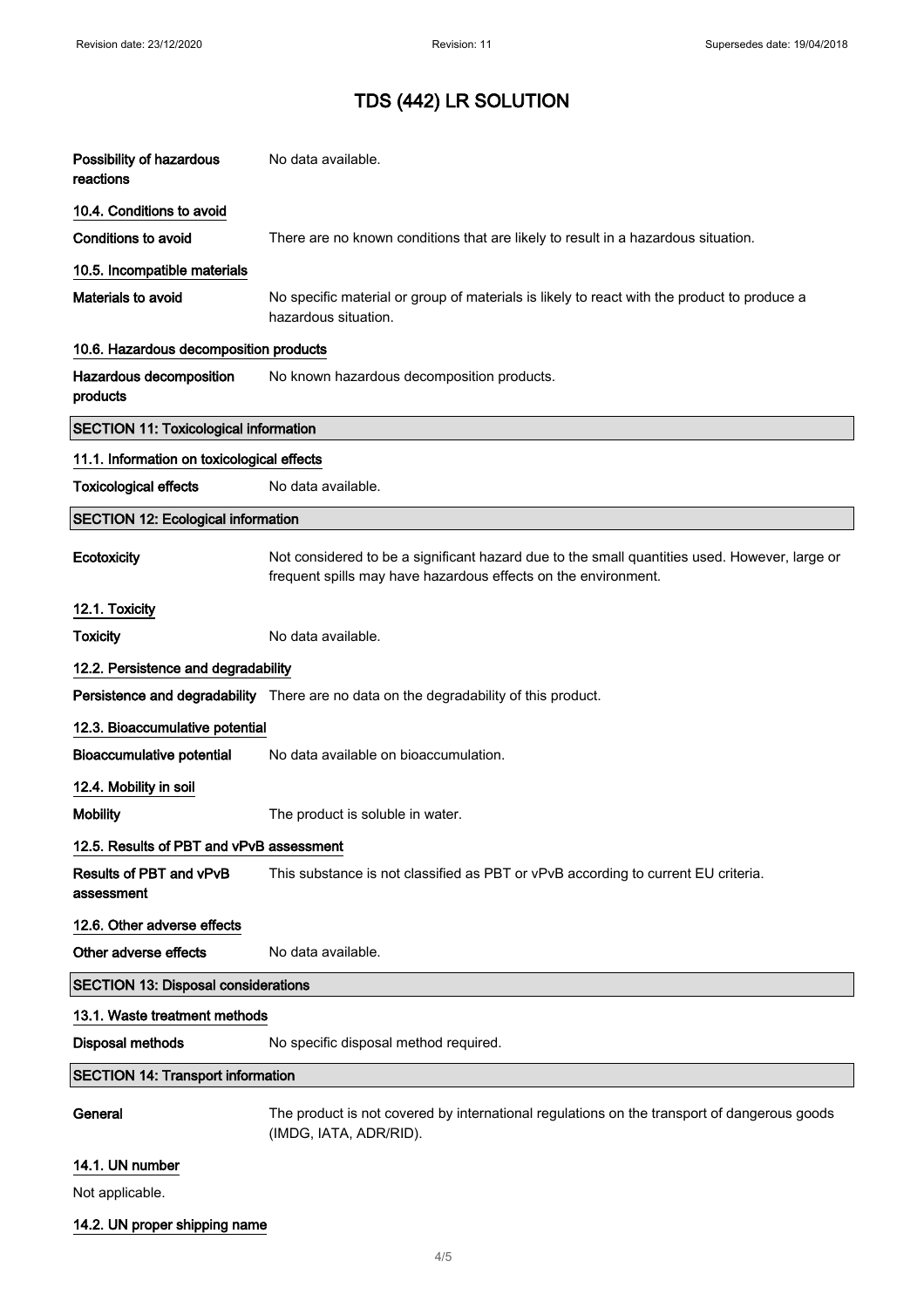**Possibility of hazardous reactions** No data available.

### 10.4. Conditions to avoid

**Conditions to avoid** There are no known conditions that are likely to result in a hazardous situation.

### 10.5. Incompatible materials

**Materials to avoid** No specific material or group of materials is likely to react with the product to produce a hazardous situation.

### 10.6. Hazardous decomposition products

**Hazardous decomposition products** No known hazardous decomposition products.

## SECTION 11: Toxicological information

### 11.1. Information on toxicological effects

**Toxicological effects** No data available.

## SECTION 12: Ecological information

**Ecotoxicity** Not considered to be a significant hazard due to the small quantities used. However, large or frequent spills may have hazardous effects on the environment.

### 12.1. Toxicity

**Toxicity** No data available.

### 12.2. Persistence and degradability

**Persistence and degradability** There are no data on the degradability of this product.

### 12.3. Bioaccumulative potential

**Bioaccumulative potential** No data available on bioaccumulation.

### 12.4. Mobility in soil

**Mobility** The product is soluble in water.

### 12.5. Results of PBT and vPvB assessment

**Results of PBT and vPvB assessment** This substance is not classified as PBT or vPvB according to current EU criteria.

### 12.6. Other adverse effects

**Other adverse effects** No data available.

## SECTION 13: Disposal considerations

### 13.1. Waste treatment methods

**Disposal methods** No specific disposal method required.

## SECTION 14: Transport information

**General** The product is not covered by international regulations on the transport of dangerous goods (IMDG, IATA, ADR/RID).

### 14.1. UN number

Not applicable.

### 14.2. UN proper shipping name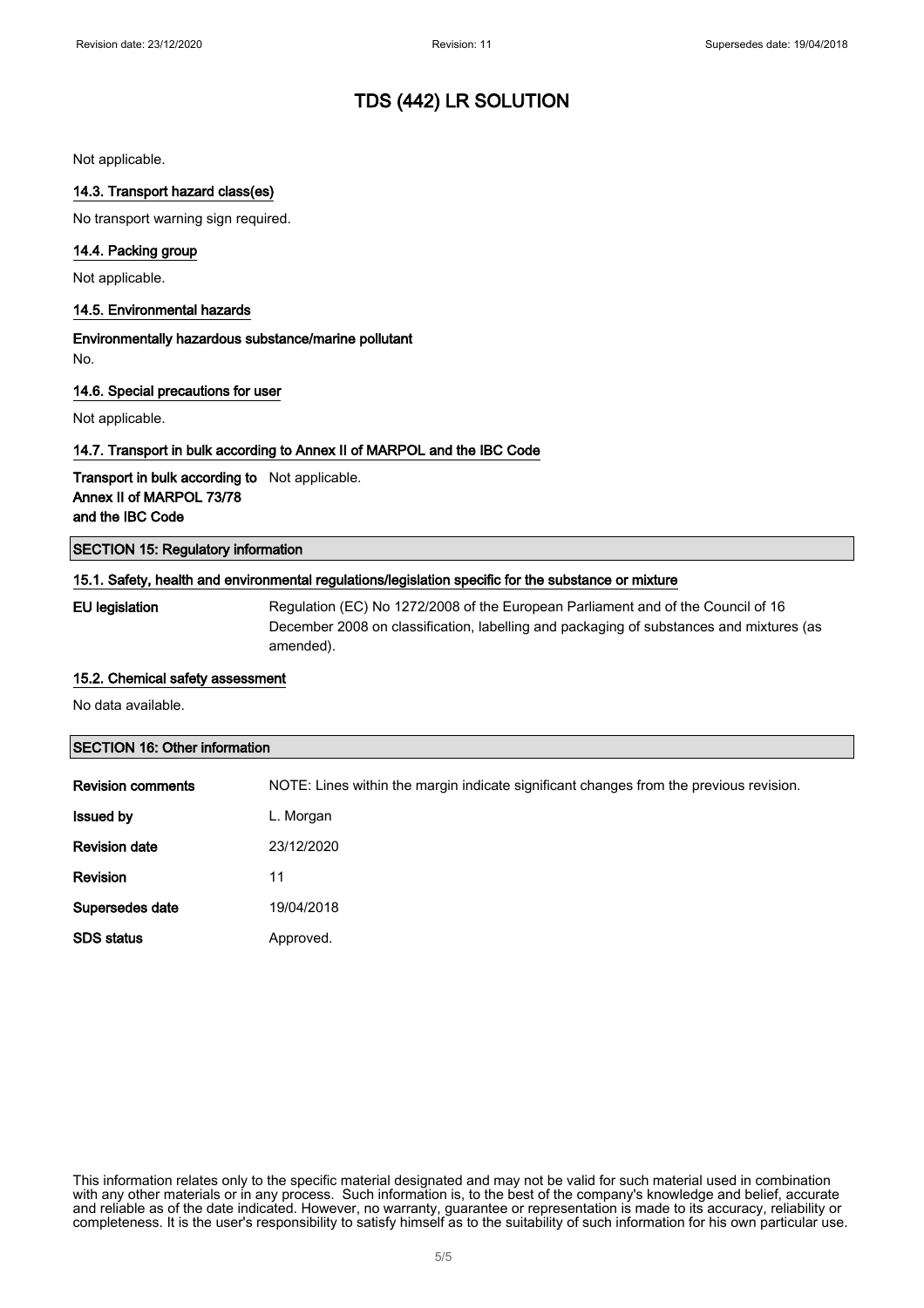# TDS (442) LR SOLUTION

Not applicable.

### 14.3. Transport hazard class(es)

No transport warning sign required.

### 14.4. Packing group

Not applicable.

### 14.5. Environmental hazards

**Environmentally hazardous substance/marine pollutant**

No.

### 14.6. Special precautions for user

Not applicable.

### 14.7. Transport in bulk according to Annex II of MARPOL and the IBC Code

| | |
|---|---|
| **Transport in bulk according to Annex II of MARPOL 73/78 and the IBC Code** | Not applicable. |

## SECTION 15: Regulatory information

### 15.1. Safety, health and environmental regulations/legislation specific for the substance or mixture

| | |
|---|---|
| **EU legislation** | Regulation (EC) No 1272/2008 of the European Parliament and of the Council of 16 December 2008 on classification, labelling and packaging of substances and mixtures (as amended). |

### 15.2. Chemical safety assessment

No data available.

## SECTION 16: Other information

| | |
|---|---|
| **Revision comments** | NOTE: Lines within the margin indicate significant changes from the previous revision. |
| **Issued by** | L. Morgan |
| **Revision date** | 23/12/2020 |
| **Revision** | 11 |
| **Supersedes date** | 19/04/2018 |
| **SDS status** | Approved. |

This information relates only to the specific material designated and may not be valid for such material used in combination with any other materials or in any process. Such information is, to the best of the company's knowledge and belief, accurate and reliable as of the date indicated. However, no warranty, guarantee or representation is made to its accuracy, reliability or completeness. It is the user's responsibility to satisfy himself as to the suitability of such information for his own particular use.